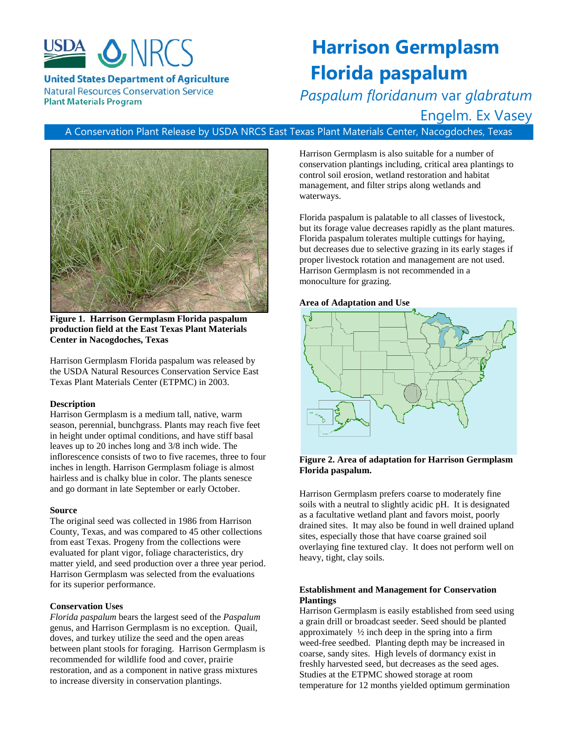United States Department of Agriculture
Natural Resources Conservation Service
Plant Materials Program

# Harrison Germplasm Florida paspalum

*Paspalum floridanum* var *glabratum* Engelm. Ex Vasey

A Conservation Plant Release by USDA NRCS East Texas Plant Materials Center, Nacogdoches, Texas

**Figure 1. Harrison Germplasm Florida paspalum production field at the East Texas Plant Materials Center in Nacogdoches, Texas**

Harrison Germplasm Florida paspalum was released by the USDA Natural Resources Conservation Service East Texas Plant Materials Center (ETPMC) in 2003.

## Description

Harrison Germplasm is a medium tall, native, warm season, perennial, bunchgrass. Plants may reach five feet in height under optimal conditions, and have stiff basal leaves up to 20 inches long and 3/8 inch wide. The inflorescence consists of two to five racemes, three to four inches in length. Harrison Germplasm foliage is almost hairless and is chalky blue in color. The plants senesce and go dormant in late September or early October.

## Source

The original seed was collected in 1986 from Harrison County, Texas, and was compared to 45 other collections from east Texas. Progeny from the collections were evaluated for plant vigor, foliage characteristics, dry matter yield, and seed production over a three year period. Harrison Germplasm was selected from the evaluations for its superior performance.

## Conservation Uses

*Florida paspalum* bears the largest seed of the *Paspalum* genus, and Harrison Germplasm is no exception. Quail, doves, and turkey utilize the seed and the open areas between plant stools for foraging. Harrison Germplasm is recommended for wildlife food and cover, prairie restoration, and as a component in native grass mixtures to increase diversity in conservation plantings.

Harrison Germplasm is also suitable for a number of conservation plantings including, critical area plantings to control soil erosion, wetland restoration and habitat management, and filter strips along wetlands and waterways.

Florida paspalum is palatable to all classes of livestock, but its forage value decreases rapidly as the plant matures. Florida paspalum tolerates multiple cuttings for haying, but decreases due to selective grazing in its early stages if proper livestock rotation and management are not used. Harrison Germplasm is not recommended in a monoculture for grazing.

## Area of Adaptation and Use

**Figure 2. Area of adaptation for Harrison Germplasm Florida paspalum.**

Harrison Germplasm prefers coarse to moderately fine soils with a neutral to slightly acidic pH. It is designated as a facultative wetland plant and favors moist, poorly drained sites. It may also be found in well drained upland sites, especially those that have coarse grained soil overlaying fine textured clay. It does not perform well on heavy, tight, clay soils.

## Establishment and Management for Conservation Plantings

Harrison Germplasm is easily established from seed using a grain drill or broadcast seeder. Seed should be planted approximately ½ inch deep in the spring into a firm weed-free seedbed. Planting depth may be increased in coarse, sandy sites. High levels of dormancy exist in freshly harvested seed, but decreases as the seed ages. Studies at the ETPMC showed storage at room temperature for 12 months yielded optimum germination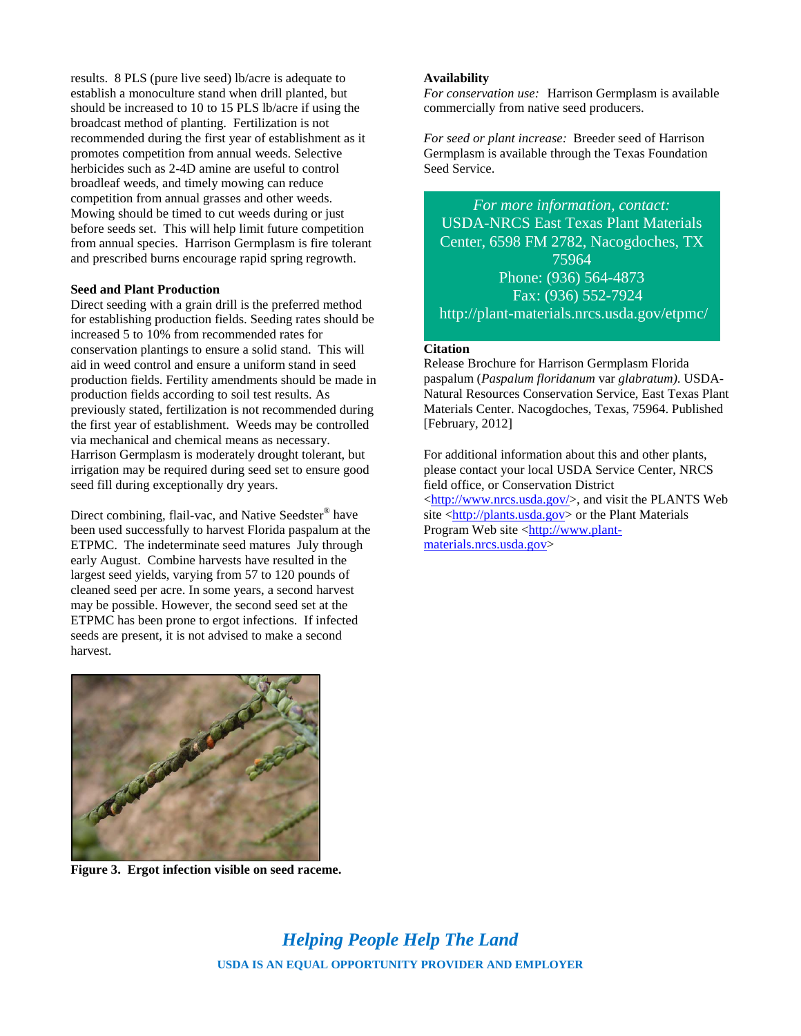results. 8 PLS (pure live seed) lb/acre is adequate to establish a monoculture stand when drill planted, but should be increased to 10 to 15 PLS lb/acre if using the broadcast method of planting. Fertilization is not recommended during the first year of establishment as it promotes competition from annual weeds. Selective herbicides such as 2-4D amine are useful to control broadleaf weeds, and timely mowing can reduce competition from annual grasses and other weeds. Mowing should be timed to cut weeds during or just before seeds set. This will help limit future competition from annual species. Harrison Germplasm is fire tolerant and prescribed burns encourage rapid spring regrowth.

**Seed and Plant Production**

Direct seeding with a grain drill is the preferred method for establishing production fields. Seeding rates should be increased 5 to 10% from recommended rates for conservation plantings to ensure a solid stand. This will aid in weed control and ensure a uniform stand in seed production fields. Fertility amendments should be made in production fields according to soil test results. As previously stated, fertilization is not recommended during the first year of establishment. Weeds may be controlled via mechanical and chemical means as necessary. Harrison Germplasm is moderately drought tolerant, but irrigation may be required during seed set to ensure good seed fill during exceptionally dry years.

Direct combining, flail-vac, and Native Seedster® have been used successfully to harvest Florida paspalum at the ETPMC. The indeterminate seed matures July through early August. Combine harvests have resulted in the largest seed yields, varying from 57 to 120 pounds of cleaned seed per acre. In some years, a second harvest may be possible. However, the second seed set at the ETPMC has been prone to ergot infections. If infected seeds are present, it is not advised to make a second harvest.

**Figure 3. Ergot infection visible on seed raceme.**

**Availability**

*For conservation use:* Harrison Germplasm is available commercially from native seed producers.

*For seed or plant increase:* Breeder seed of Harrison Germplasm is available through the Texas Foundation Seed Service.

*For more information, contact:*
USDA-NRCS East Texas Plant Materials Center, 6598 FM 2782, Nacogdoches, TX 75964
Phone: (936) 564-4873
Fax: (936) 552-7924
http://plant-materials.nrcs.usda.gov/etpmc/

**Citation**

Release Brochure for Harrison Germplasm Florida paspalum (*Paspalum floridanum* var *glabratum*). USDA-Natural Resources Conservation Service, East Texas Plant Materials Center. Nacogdoches, Texas, 75964. Published [February, 2012]

For additional information about this and other plants, please contact your local USDA Service Center, NRCS field office, or Conservation District <http://www.nrcs.usda.gov/>, and visit the PLANTS Web site <http://plants.usda.gov> or the Plant Materials Program Web site <http://www.plant-materials.nrcs.usda.gov>

*Helping People Help The Land*

USDA IS AN EQUAL OPPORTUNITY PROVIDER AND EMPLOYER